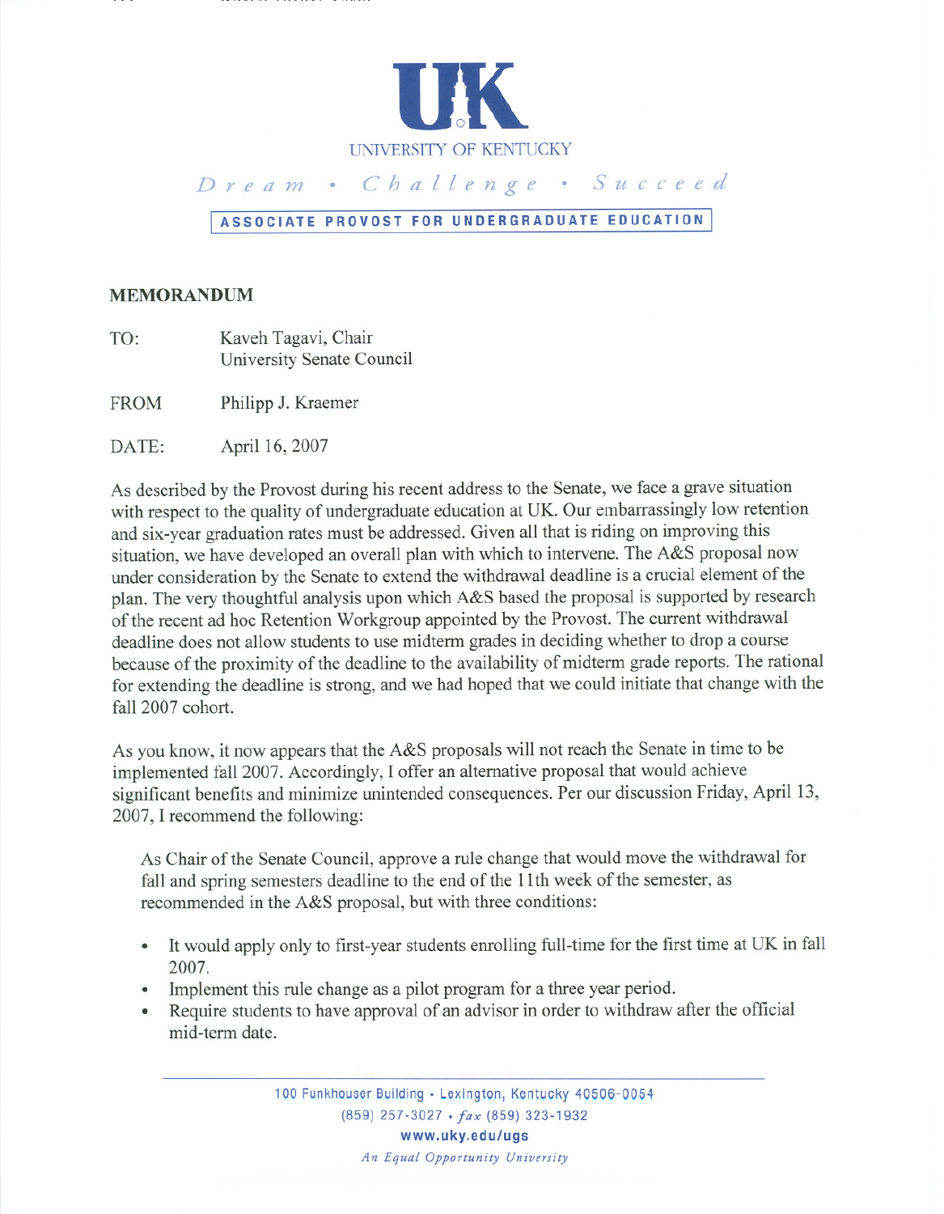UNIVERSITY OF KENTUCKY

*Dream • Challenge • Succeed*

**ASSOCIATE PROVOST FOR UNDERGRADUATE EDUCATION**

## MEMORANDUM

TO: Kaveh Tagavi, Chair
University Senate Council

FROM Philipp J. Kraemer

DATE: April 16, 2007

As described by the Provost during his recent address to the Senate, we face a grave situation with respect to the quality of undergraduate education at UK. Our embarrassingly low retention and six-year graduation rates must be addressed. Given all that is riding on improving this situation, we have developed an overall plan with which to intervene. The A&S proposal now under consideration by the Senate to extend the withdrawal deadline is a crucial element of the plan. The very thoughtful analysis upon which A&S based the proposal is supported by research of the recent ad hoc Retention Workgroup appointed by the Provost. The current withdrawal deadline does not allow students to use midterm grades in deciding whether to drop a course because of the proximity of the deadline to the availability of midterm grade reports. The rational for extending the deadline is strong, and we had hoped that we could initiate that change with the fall 2007 cohort.

As you know, it now appears that the A&S proposals will not reach the Senate in time to be implemented fall 2007. Accordingly, I offer an alternative proposal that would achieve significant benefits and minimize unintended consequences. Per our discussion Friday, April 13, 2007, I recommend the following:

> As Chair of the Senate Council, approve a rule change that would move the withdrawal for fall and spring semesters deadline to the end of the 11th week of the semester, as recommended in the A&S proposal, but with three conditions:

- It would apply only to first-year students enrolling full-time for the first time at UK in fall 2007.
- Implement this rule change as a pilot program for a three year period.
- Require students to have approval of an advisor in order to withdraw after the official mid-term date.

100 Funkhouser Building • Lexington, Kentucky 40506-0054
(859) 257-3027 • *fax* (859) 323-1932
www.uky.edu/ugs
*An Equal Opportunity University*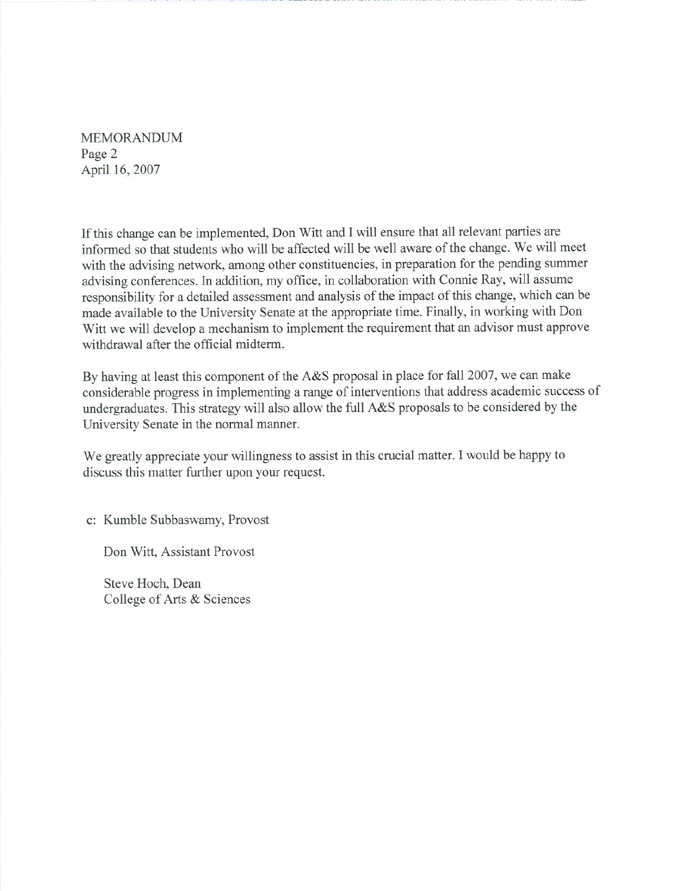MEMORANDUM
Page 2
April 16, 2007

If this change can be implemented, Don Witt and I will ensure that all relevant parties are informed so that students who will be affected will be well aware of the change. We will meet with the advising network, among other constituencies, in preparation for the pending summer advising conferences. In addition, my office, in collaboration with Connie Ray, will assume responsibility for a detailed assessment and analysis of the impact of this change, which can be made available to the University Senate at the appropriate time. Finally, in working with Don Witt we will develop a mechanism to implement the requirement that an advisor must approve withdrawal after the official midterm.

By having at least this component of the A&S proposal in place for fall 2007, we can make considerable progress in implementing a range of interventions that address academic success of undergraduates. This strategy will also allow the full A&S proposals to be considered by the University Senate in the normal manner.

We greatly appreciate your willingness to assist in this crucial matter. I would be happy to discuss this matter further upon your request.

c: Kumble Subbaswamy, Provost

Don Witt, Assistant Provost

Steve Hoch, Dean
College of Arts & Sciences